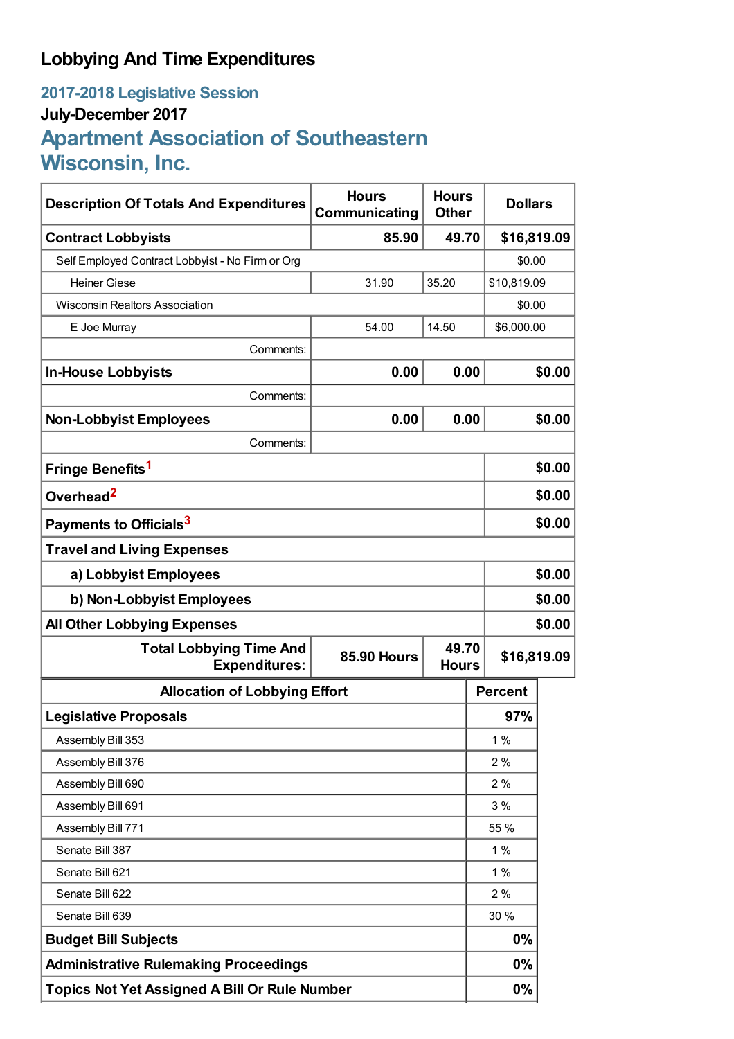# Lobbying And Time Expenditures

## 2017-2018 Legislative Session

### July-December 2017

## Apartment Association of Southeastern Wisconsin, Inc.

| Description Of Totals And Expenditures | Hours Communicating | Hours Other | Dollars |
|---|---|---|---|
| **Contract Lobbyists** | **85.90** | **49.70** | **$16,819.09** |
| Self Employed Contract Lobbyist - No Firm or Org | | | $0.00 |
| Heiner Giese | 31.90 | 35.20 | $10,819.09 |
| Wisconsin Realtors Association | | | $0.00 |
| E Joe Murray | 54.00 | 14.50 | $6,000.00 |
| Comments: | | | |
| **In-House Lobbyists** | **0.00** | **0.00** | **$0.00** |
| Comments: | | | |
| **Non-Lobbyist Employees** | **0.00** | **0.00** | **$0.00** |
| Comments: | | | |
| **Fringe Benefits**[1] | | | **$0.00** |
| **Overhead**[2] | | | **$0.00** |
| **Payments to Officials**[3] | | | **$0.00** |
| **Travel and Living Expenses** | | | |
| **a) Lobbyist Employees** | | | **$0.00** |
| **b) Non-Lobbyist Employees** | | | **$0.00** |
| **All Other Lobbying Expenses** | | | **$0.00** |
| **Total Lobbying Time And Expenditures:** | **85.90 Hours** | **49.70 Hours** | **$16,819.09** |

| Allocation of Lobbying Effort | Percent |
|---|---|
| **Legislative Proposals** | **97%** |
| Assembly Bill 353 | 1 % |
| Assembly Bill 376 | 2 % |
| Assembly Bill 690 | 2 % |
| Assembly Bill 691 | 3 % |
| Assembly Bill 771 | 55 % |
| Senate Bill 387 | 1 % |
| Senate Bill 621 | 1 % |
| Senate Bill 622 | 2 % |
| Senate Bill 639 | 30 % |
| **Budget Bill Subjects** | **0%** |
| **Administrative Rulemaking Proceedings** | **0%** |
| **Topics Not Yet Assigned A Bill Or Rule Number** | **0%** |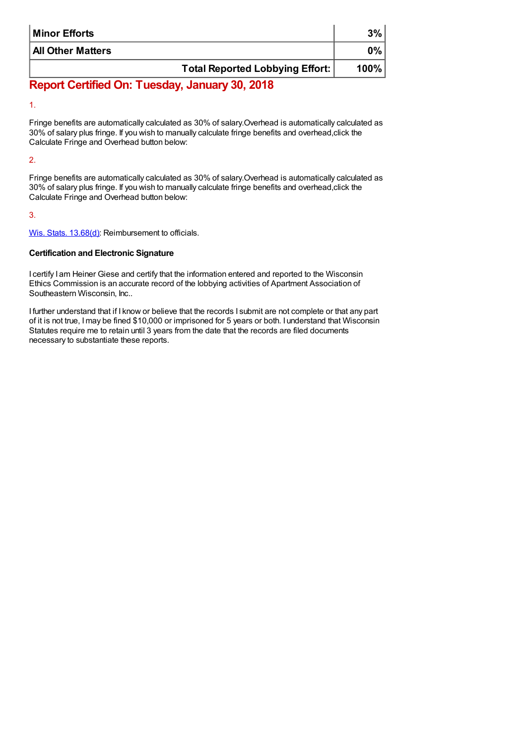| | |
|---|---|
| **Minor Efforts** | **3%** |
| **All Other Matters** | **0%** |
| **Total Reported Lobbying Effort:** | **100%** |

## Report Certified On: Tuesday, January 30, 2018

1.

Fringe benefits are automatically calculated as 30% of salary.Overhead is automatically calculated as 30% of salary plus fringe. If you wish to manually calculate fringe benefits and overhead,click the Calculate Fringe and Overhead button below:

2.

Fringe benefits are automatically calculated as 30% of salary.Overhead is automatically calculated as 30% of salary plus fringe. If you wish to manually calculate fringe benefits and overhead,click the Calculate Fringe and Overhead button below:

3.

Wis. Stats. 13.68(d): Reimbursement to officials.

**Certification and Electronic Signature**

I certify I am Heiner Giese and certify that the information entered and reported to the Wisconsin Ethics Commission is an accurate record of the lobbying activities of Apartment Association of Southeastern Wisconsin, Inc..

I further understand that if I know or believe that the records I submit are not complete or that any part of it is not true, I may be fined $10,000 or imprisoned for 5 years or both. I understand that Wisconsin Statutes require me to retain until 3 years from the date that the records are filed documents necessary to substantiate these reports.